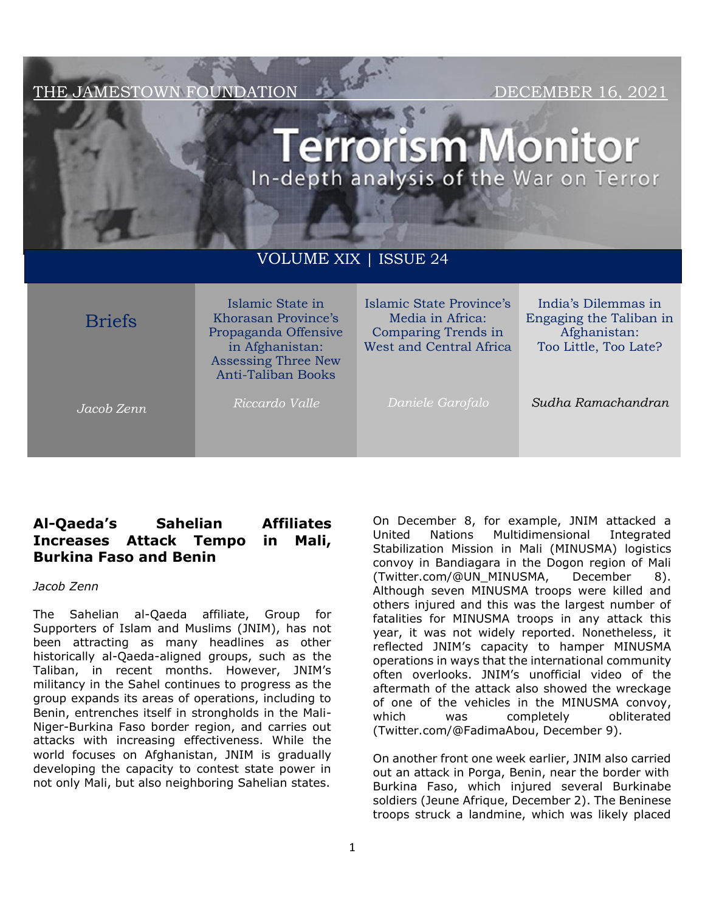THE JAMESTOWN FOUNDATION — DECEMBER 16, 2021

# Terrorism Monitor

In-depth analysis of the War on Terror

VOLUME XIX | ISSUE 24

| Briefs | Islamic State in Khorasan Province's Propaganda Offensive in Afghanistan: Assessing Three New Anti-Taliban Books | Islamic State Province's Media in Africa: Comparing Trends in West and Central Africa | India's Dilemmas in Engaging the Taliban in Afghanistan: Too Little, Too Late? |
|---|---|---|---|
| *Jacob Zenn* | *Riccardo Valle* | *Daniele Garofalo* | *Sudha Ramachandran* |

## Al-Qaeda's Sahelian Affiliates Increases Attack Tempo in Mali, Burkina Faso and Benin

*Jacob Zenn*

The Sahelian al-Qaeda affiliate, Group for Supporters of Islam and Muslims (JNIM), has not been attracting as many headlines as other historically al-Qaeda-aligned groups, such as the Taliban, in recent months. However, JNIM's militancy in the Sahel continues to progress as the group expands its areas of operations, including to Benin, entrenches itself in strongholds in the Mali-Niger-Burkina Faso border region, and carries out attacks with increasing effectiveness. While the world focuses on Afghanistan, JNIM is gradually developing the capacity to contest state power in not only Mali, but also neighboring Sahelian states.

On December 8, for example, JNIM attacked a United Nations Multidimensional Integrated Stabilization Mission in Mali (MINUSMA) logistics convoy in Bandiagara in the Dogon region of Mali (Twitter.com/@UN_MINUSMA, December 8). Although seven MINUSMA troops were killed and others injured and this was the largest number of fatalities for MINUSMA troops in any attack this year, it was not widely reported. Nonetheless, it reflected JNIM's capacity to hamper MINUSMA operations in ways that the international community often overlooks. JNIM's unofficial video of the aftermath of the attack also showed the wreckage of one of the vehicles in the MINUSMA convoy, which was completely obliterated (Twitter.com/@FadimaAbou, December 9).

On another front one week earlier, JNIM also carried out an attack in Porga, Benin, near the border with Burkina Faso, which injured several Burkinabe soldiers (Jeune Afrique, December 2). The Beninese troops struck a landmine, which was likely placed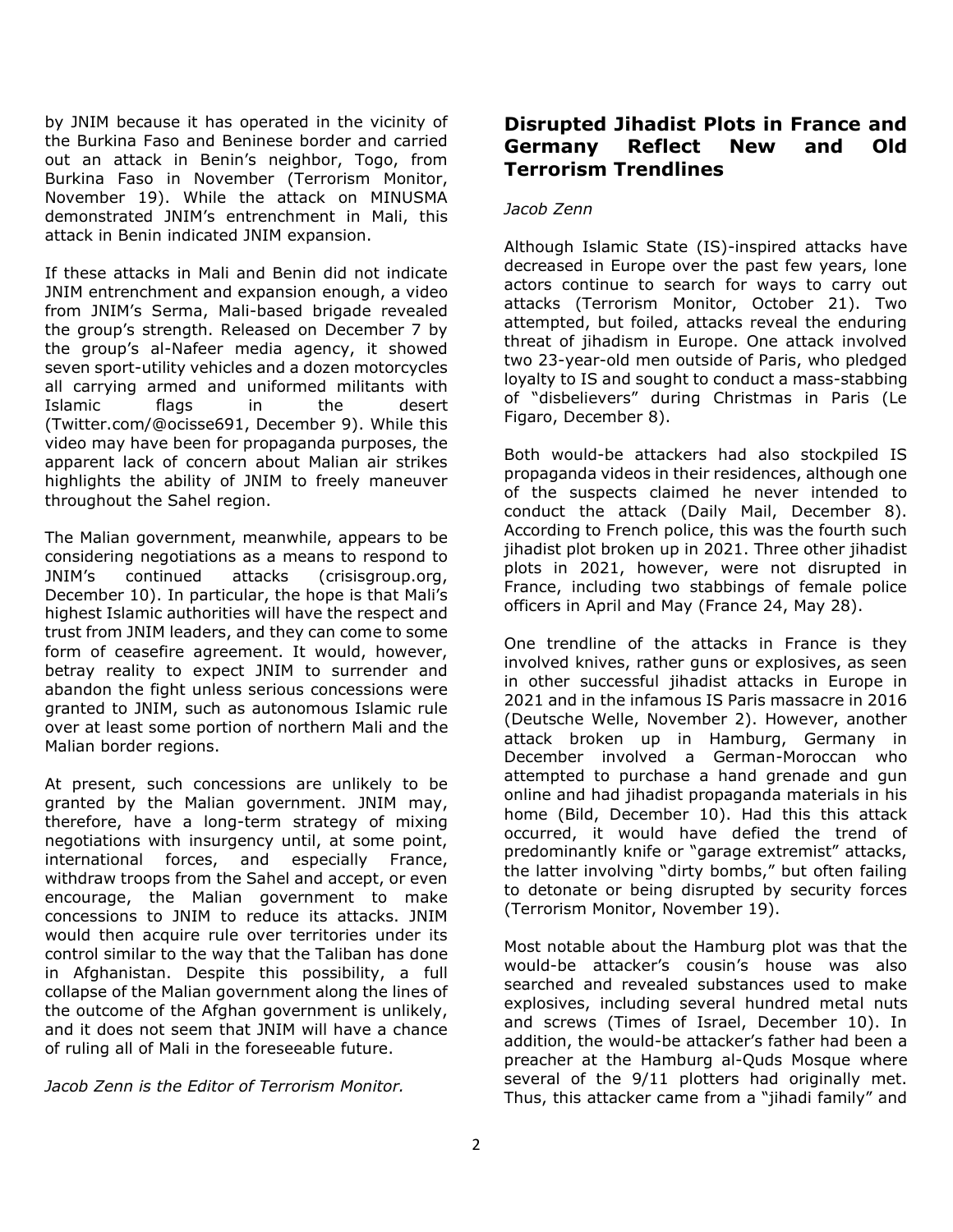by JNIM because it has operated in the vicinity of the Burkina Faso and Beninese border and carried out an attack in Benin's neighbor, Togo, from Burkina Faso in November (Terrorism Monitor, November 19). While the attack on MINUSMA demonstrated JNIM's entrenchment in Mali, this attack in Benin indicated JNIM expansion.

If these attacks in Mali and Benin did not indicate JNIM entrenchment and expansion enough, a video from JNIM's Serma, Mali-based brigade revealed the group's strength. Released on December 7 by the group's al-Nafeer media agency, it showed seven sport-utility vehicles and a dozen motorcycles all carrying armed and uniformed militants with Islamic flags in the desert (Twitter.com/@ocisse691, December 9). While this video may have been for propaganda purposes, the apparent lack of concern about Malian air strikes highlights the ability of JNIM to freely maneuver throughout the Sahel region.

The Malian government, meanwhile, appears to be considering negotiations as a means to respond to JNIM's continued attacks (crisisgroup.org, December 10). In particular, the hope is that Mali's highest Islamic authorities will have the respect and trust from JNIM leaders, and they can come to some form of ceasefire agreement. It would, however, betray reality to expect JNIM to surrender and abandon the fight unless serious concessions were granted to JNIM, such as autonomous Islamic rule over at least some portion of northern Mali and the Malian border regions.

At present, such concessions are unlikely to be granted by the Malian government. JNIM may, therefore, have a long-term strategy of mixing negotiations with insurgency until, at some point, international forces, and especially France, withdraw troops from the Sahel and accept, or even encourage, the Malian government to make concessions to JNIM to reduce its attacks. JNIM would then acquire rule over territories under its control similar to the way that the Taliban has done in Afghanistan. Despite this possibility, a full collapse of the Malian government along the lines of the outcome of the Afghan government is unlikely, and it does not seem that JNIM will have a chance of ruling all of Mali in the foreseeable future.

*Jacob Zenn is the Editor of Terrorism Monitor.*

## Disrupted Jihadist Plots in France and Germany Reflect New and Old Terrorism Trendlines

*Jacob Zenn*

Although Islamic State (IS)-inspired attacks have decreased in Europe over the past few years, lone actors continue to search for ways to carry out attacks (Terrorism Monitor, October 21). Two attempted, but foiled, attacks reveal the enduring threat of jihadism in Europe. One attack involved two 23-year-old men outside of Paris, who pledged loyalty to IS and sought to conduct a mass-stabbing of "disbelievers" during Christmas in Paris (Le Figaro, December 8).

Both would-be attackers had also stockpiled IS propaganda videos in their residences, although one of the suspects claimed he never intended to conduct the attack (Daily Mail, December 8). According to French police, this was the fourth such jihadist plot broken up in 2021. Three other jihadist plots in 2021, however, were not disrupted in France, including two stabbings of female police officers in April and May (France 24, May 28).

One trendline of the attacks in France is they involved knives, rather guns or explosives, as seen in other successful jihadist attacks in Europe in 2021 and in the infamous IS Paris massacre in 2016 (Deutsche Welle, November 2). However, another attack broken up in Hamburg, Germany in December involved a German-Moroccan who attempted to purchase a hand grenade and gun online and had jihadist propaganda materials in his home (Bild, December 10). Had this this attack occurred, it would have defied the trend of predominantly knife or "garage extremist" attacks, the latter involving "dirty bombs," but often failing to detonate or being disrupted by security forces (Terrorism Monitor, November 19).

Most notable about the Hamburg plot was that the would-be attacker's cousin's house was also searched and revealed substances used to make explosives, including several hundred metal nuts and screws (Times of Israel, December 10). In addition, the would-be attacker's father had been a preacher at the Hamburg al-Quds Mosque where several of the 9/11 plotters had originally met. Thus, this attacker came from a "jihadi family" and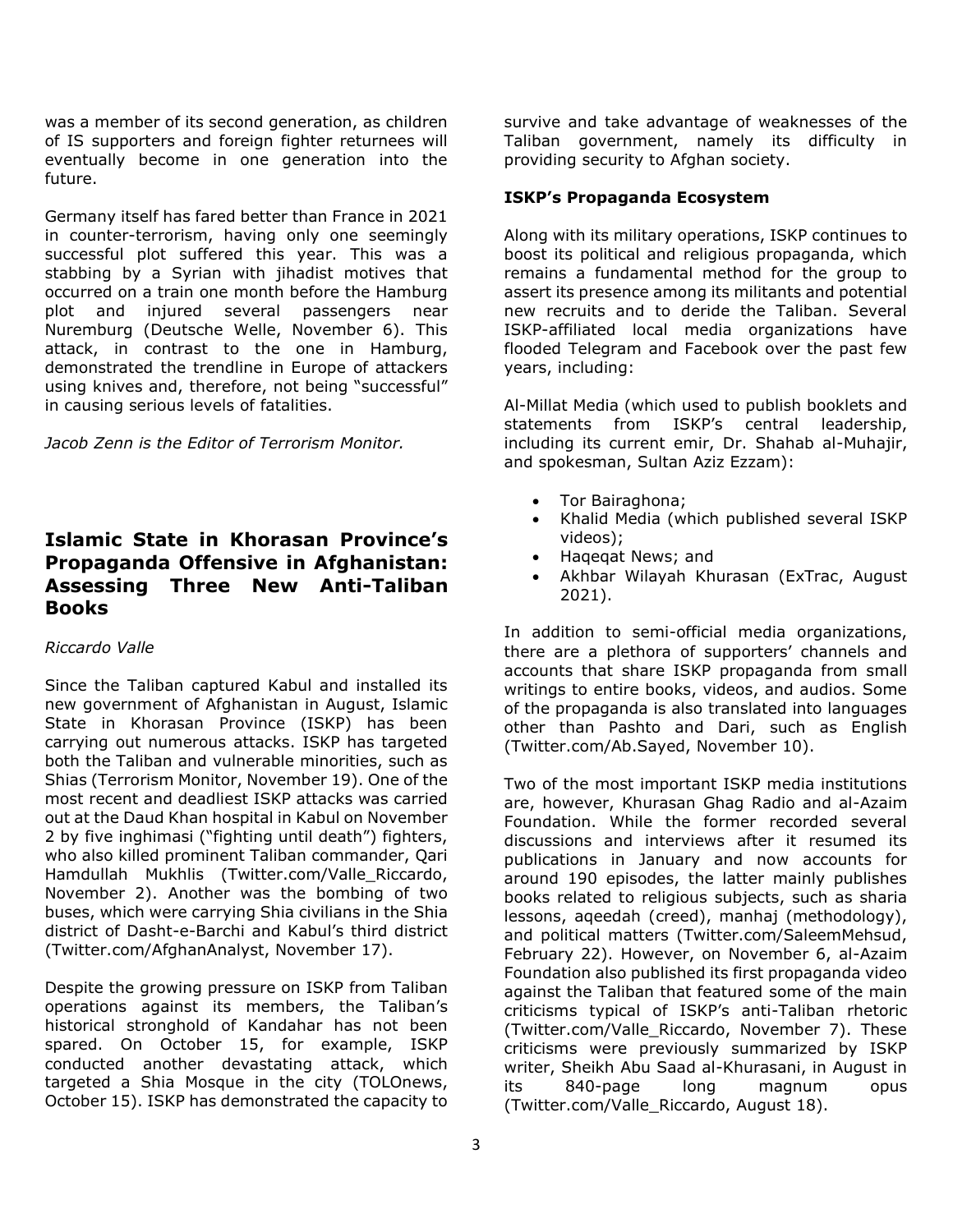was a member of its second generation, as children of IS supporters and foreign fighter returnees will eventually become in one generation into the future.

Germany itself has fared better than France in 2021 in counter-terrorism, having only one seemingly successful plot suffered this year. This was a stabbing by a Syrian with jihadist motives that occurred on a train one month before the Hamburg plot and injured several passengers near Nuremburg (Deutsche Welle, November 6). This attack, in contrast to the one in Hamburg, demonstrated the trendline in Europe of attackers using knives and, therefore, not being "successful" in causing serious levels of fatalities.

*Jacob Zenn is the Editor of Terrorism Monitor.*

## Islamic State in Khorasan Province's Propaganda Offensive in Afghanistan: Assessing Three New Anti-Taliban Books

*Riccardo Valle*

Since the Taliban captured Kabul and installed its new government of Afghanistan in August, Islamic State in Khorasan Province (ISKP) has been carrying out numerous attacks. ISKP has targeted both the Taliban and vulnerable minorities, such as Shias (Terrorism Monitor, November 19). One of the most recent and deadliest ISKP attacks was carried out at the Daud Khan hospital in Kabul on November 2 by five inghimasi ("fighting until death") fighters, who also killed prominent Taliban commander, Qari Hamdullah Mukhlis (Twitter.com/Valle_Riccardo, November 2). Another was the bombing of two buses, which were carrying Shia civilians in the Shia district of Dasht-e-Barchi and Kabul's third district (Twitter.com/AfghanAnalyst, November 17).

Despite the growing pressure on ISKP from Taliban operations against its members, the Taliban's historical stronghold of Kandahar has not been spared. On October 15, for example, ISKP conducted another devastating attack, which targeted a Shia Mosque in the city (TOLOnews, October 15). ISKP has demonstrated the capacity to survive and take advantage of weaknesses of the Taliban government, namely its difficulty in providing security to Afghan society.

**ISKP's Propaganda Ecosystem**

Along with its military operations, ISKP continues to boost its political and religious propaganda, which remains a fundamental method for the group to assert its presence among its militants and potential new recruits and to deride the Taliban. Several ISKP-affiliated local media organizations have flooded Telegram and Facebook over the past few years, including:

Al-Millat Media (which used to publish booklets and statements from ISKP's central leadership, including its current emir, Dr. Shahab al-Muhajir, and spokesman, Sultan Aziz Ezzam):

- Tor Bairaghona;
- Khalid Media (which published several ISKP videos);
- Haqeqat News; and
- Akhbar Wilayah Khurasan (ExTrac, August 2021).

In addition to semi-official media organizations, there are a plethora of supporters' channels and accounts that share ISKP propaganda from small writings to entire books, videos, and audios. Some of the propaganda is also translated into languages other than Pashto and Dari, such as English (Twitter.com/Ab.Sayed, November 10).

Two of the most important ISKP media institutions are, however, Khurasan Ghag Radio and al-Azaim Foundation. While the former recorded several discussions and interviews after it resumed its publications in January and now accounts for around 190 episodes, the latter mainly publishes books related to religious subjects, such as sharia lessons, aqeedah (creed), manhaj (methodology), and political matters (Twitter.com/SaleemMehsud, February 22). However, on November 6, al-Azaim Foundation also published its first propaganda video against the Taliban that featured some of the main criticisms typical of ISKP's anti-Taliban rhetoric (Twitter.com/Valle_Riccardo, November 7). These criticisms were previously summarized by ISKP writer, Sheikh Abu Saad al-Khurasani, in August in its 840-page long magnum opus (Twitter.com/Valle_Riccardo, August 18).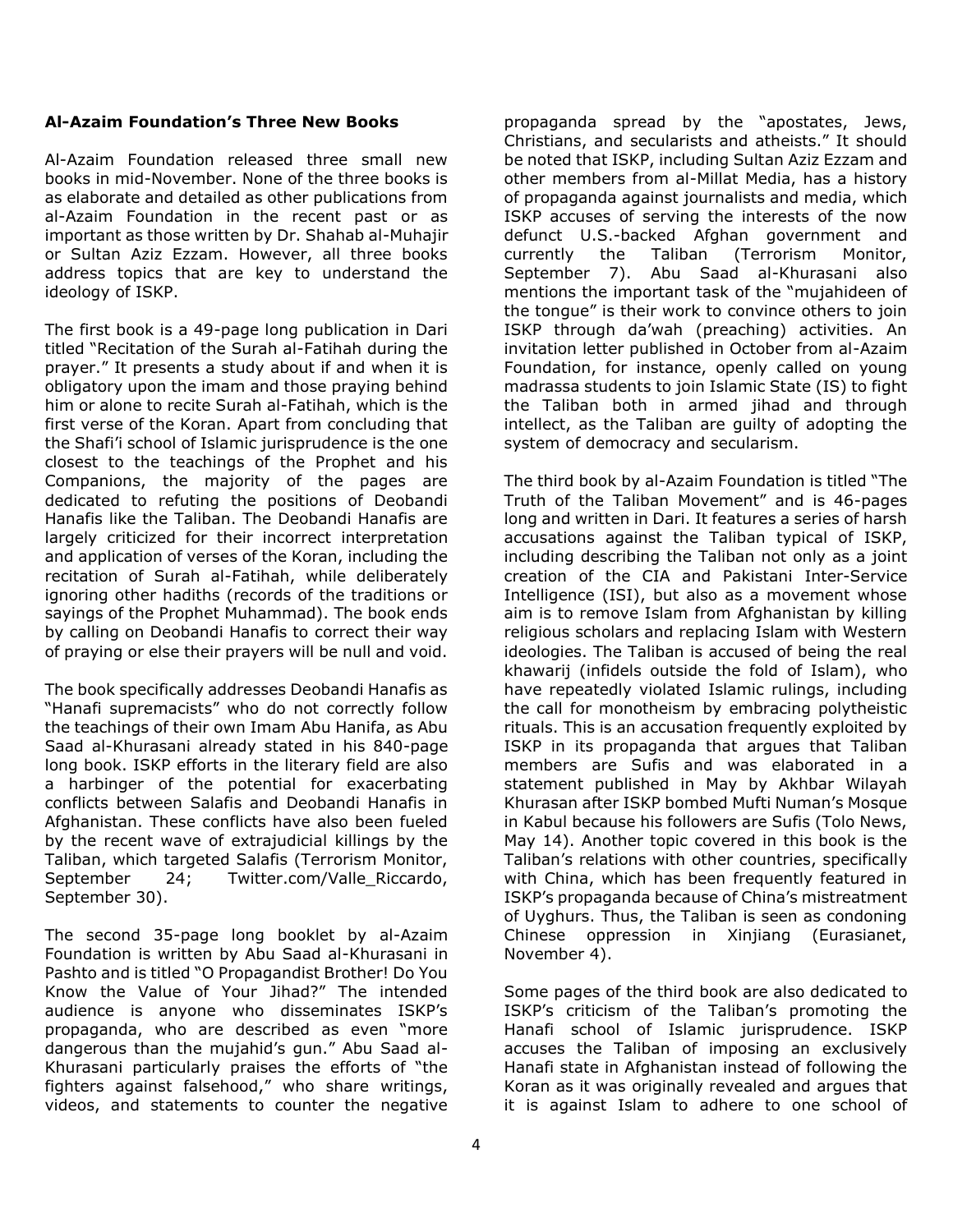**Al-Azaim Foundation's Three New Books**

Al-Azaim Foundation released three small new books in mid-November. None of the three books is as elaborate and detailed as other publications from al-Azaim Foundation in the recent past or as important as those written by Dr. Shahab al-Muhajir or Sultan Aziz Ezzam. However, all three books address topics that are key to understand the ideology of ISKP.

The first book is a 49-page long publication in Dari titled "Recitation of the Surah al-Fatihah during the prayer." It presents a study about if and when it is obligatory upon the imam and those praying behind him or alone to recite Surah al-Fatihah, which is the first verse of the Koran. Apart from concluding that the Shafi'i school of Islamic jurisprudence is the one closest to the teachings of the Prophet and his Companions, the majority of the pages are dedicated to refuting the positions of Deobandi Hanafis like the Taliban. The Deobandi Hanafis are largely criticized for their incorrect interpretation and application of verses of the Koran, including the recitation of Surah al-Fatihah, while deliberately ignoring other hadiths (records of the traditions or sayings of the Prophet Muhammad). The book ends by calling on Deobandi Hanafis to correct their way of praying or else their prayers will be null and void.

The book specifically addresses Deobandi Hanafis as "Hanafi supremacists" who do not correctly follow the teachings of their own Imam Abu Hanifa, as Abu Saad al-Khurasani already stated in his 840-page long book. ISKP efforts in the literary field are also a harbinger of the potential for exacerbating conflicts between Salafis and Deobandi Hanafis in Afghanistan. These conflicts have also been fueled by the recent wave of extrajudicial killings by the Taliban, which targeted Salafis (Terrorism Monitor, September 24; Twitter.com/Valle_Riccardo, September 30).

The second 35-page long booklet by al-Azaim Foundation is written by Abu Saad al-Khurasani in Pashto and is titled "O Propagandist Brother! Do You Know the Value of Your Jihad?" The intended audience is anyone who disseminates ISKP's propaganda, who are described as even "more dangerous than the mujahid's gun." Abu Saad al-Khurasani particularly praises the efforts of "the fighters against falsehood," who share writings, videos, and statements to counter the negative propaganda spread by the "apostates, Jews, Christians, and secularists and atheists." It should be noted that ISKP, including Sultan Aziz Ezzam and other members from al-Millat Media, has a history of propaganda against journalists and media, which ISKP accuses of serving the interests of the now defunct U.S.-backed Afghan government and currently the Taliban (Terrorism Monitor, September 7). Abu Saad al-Khurasani also mentions the important task of the "mujahideen of the tongue" is their work to convince others to join ISKP through da'wah (preaching) activities. An invitation letter published in October from al-Azaim Foundation, for instance, openly called on young madrassa students to join Islamic State (IS) to fight the Taliban both in armed jihad and through intellect, as the Taliban are guilty of adopting the system of democracy and secularism.

The third book by al-Azaim Foundation is titled "The Truth of the Taliban Movement" and is 46-pages long and written in Dari. It features a series of harsh accusations against the Taliban typical of ISKP, including describing the Taliban not only as a joint creation of the CIA and Pakistani Inter-Service Intelligence (ISI), but also as a movement whose aim is to remove Islam from Afghanistan by killing religious scholars and replacing Islam with Western ideologies. The Taliban is accused of being the real khawarij (infidels outside the fold of Islam), who have repeatedly violated Islamic rulings, including the call for monotheism by embracing polytheistic rituals. This is an accusation frequently exploited by ISKP in its propaganda that argues that Taliban members are Sufis and was elaborated in a statement published in May by Akhbar Wilayah Khurasan after ISKP bombed Mufti Numan's Mosque in Kabul because his followers are Sufis (Tolo News, May 14). Another topic covered in this book is the Taliban's relations with other countries, specifically with China, which has been frequently featured in ISKP's propaganda because of China's mistreatment of Uyghurs. Thus, the Taliban is seen as condoning Chinese oppression in Xinjiang (Eurasianet, November 4).

Some pages of the third book are also dedicated to ISKP's criticism of the Taliban's promoting the Hanafi school of Islamic jurisprudence. ISKP accuses the Taliban of imposing an exclusively Hanafi state in Afghanistan instead of following the Koran as it was originally revealed and argues that it is against Islam to adhere to one school of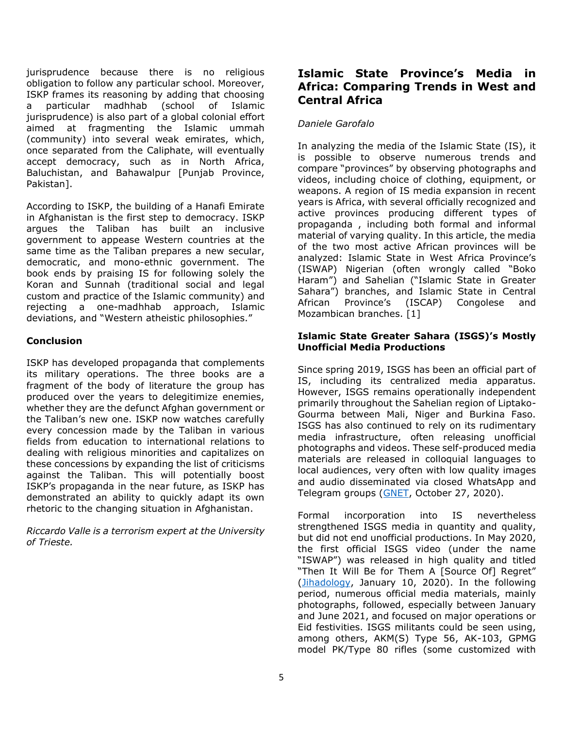jurisprudence because there is no religious obligation to follow any particular school. Moreover, ISKP frames its reasoning by adding that choosing a particular madhhab (school of Islamic jurisprudence) is also part of a global colonial effort aimed at fragmenting the Islamic ummah (community) into several weak emirates, which, once separated from the Caliphate, will eventually accept democracy, such as in North Africa, Baluchistan, and Bahawalpur [Punjab Province, Pakistan].

According to ISKP, the building of a Hanafi Emirate in Afghanistan is the first step to democracy. ISKP argues the Taliban has built an inclusive government to appease Western countries at the same time as the Taliban prepares a new secular, democratic, and mono-ethnic government. The book ends by praising IS for following solely the Koran and Sunnah (traditional social and legal custom and practice of the Islamic community) and rejecting a one-madhhab approach, Islamic deviations, and "Western atheistic philosophies."

**Conclusion**

ISKP has developed propaganda that complements its military operations. The three books are a fragment of the body of literature the group has produced over the years to delegitimize enemies, whether they are the defunct Afghan government or the Taliban's new one. ISKP now watches carefully every concession made by the Taliban in various fields from education to international relations to dealing with religious minorities and capitalizes on these concessions by expanding the list of criticisms against the Taliban. This will potentially boost ISKP's propaganda in the near future, as ISKP has demonstrated an ability to quickly adapt its own rhetoric to the changing situation in Afghanistan.

*Riccardo Valle is a terrorism expert at the University of Trieste.*

## Islamic State Province's Media in Africa: Comparing Trends in West and Central Africa

*Daniele Garofalo*

In analyzing the media of the Islamic State (IS), it is possible to observe numerous trends and compare "provinces" by observing photographs and videos, including choice of clothing, equipment, or weapons. A region of IS media expansion in recent years is Africa, with several officially recognized and active provinces producing different types of propaganda , including both formal and informal material of varying quality. In this article, the media of the two most active African provinces will be analyzed: Islamic State in West Africa Province's (ISWAP) Nigerian (often wrongly called "Boko Haram") and Sahelian ("Islamic State in Greater Sahara") branches, and Islamic State in Central African Province's (ISCAP) Congolese and Mozambican branches. [1]

**Islamic State Greater Sahara (ISGS)'s Mostly Unofficial Media Productions**

Since spring 2019, ISGS has been an official part of IS, including its centralized media apparatus. However, ISGS remains operationally independent primarily throughout the Sahelian region of Liptako-Gourma between Mali, Niger and Burkina Faso. ISGS has also continued to rely on its rudimentary media infrastructure, often releasing unofficial photographs and videos. These self-produced media materials are released in colloquial languages to local audiences, very often with low quality images and audio disseminated via closed WhatsApp and Telegram groups (GNET, October 27, 2020).

Formal incorporation into IS nevertheless strengthened ISGS media in quantity and quality, but did not end unofficial productions. In May 2020, the first official ISGS video (under the name "ISWAP") was released in high quality and titled "Then It Will Be for Them A [Source Of] Regret" (Jihadology, January 10, 2020). In the following period, numerous official media materials, mainly photographs, followed, especially between January and June 2021, and focused on major operations or Eid festivities. ISGS militants could be seen using, among others, AKM(S) Type 56, AK-103, GPMG model PK/Type 80 rifles (some customized with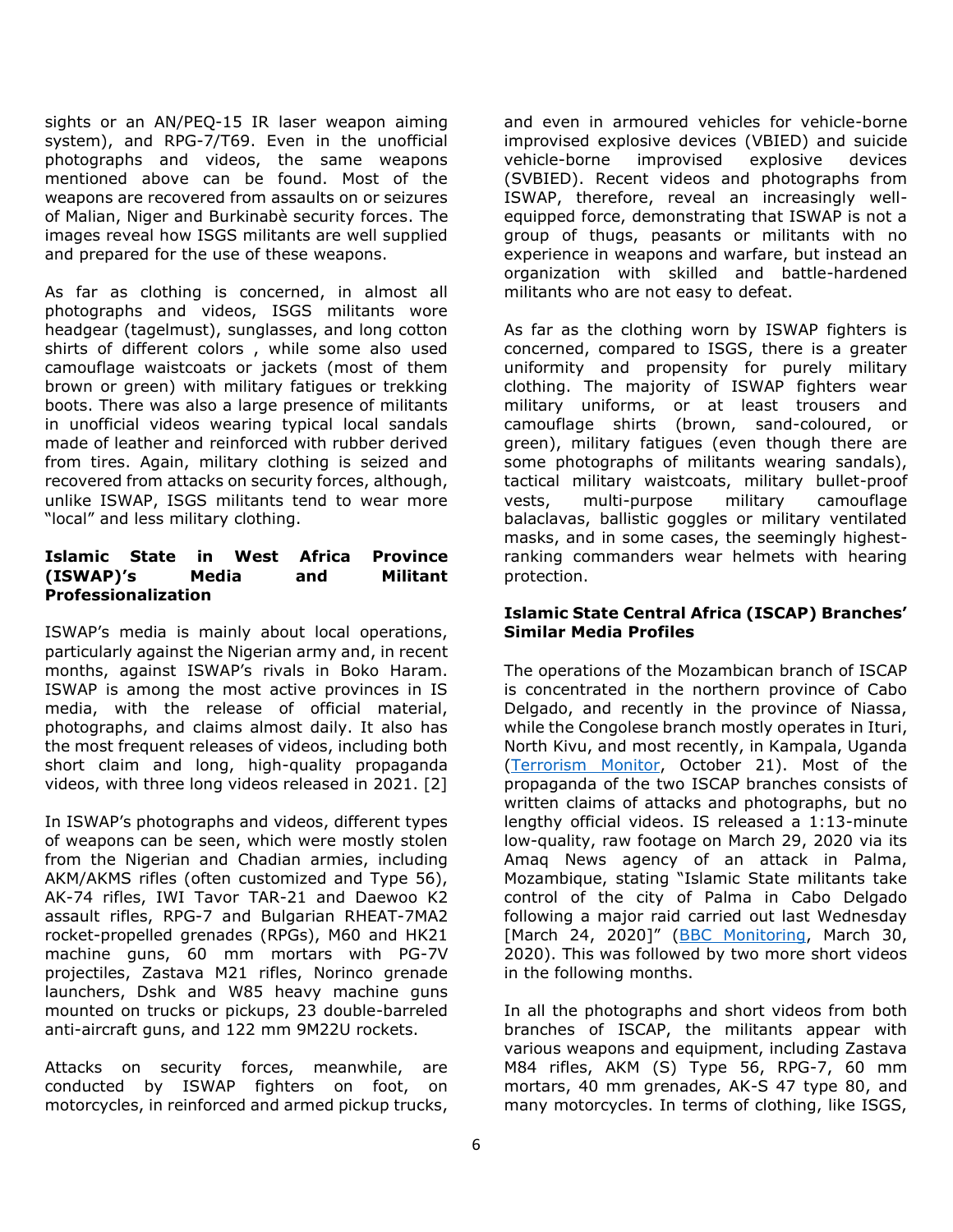sights or an AN/PEQ-15 IR laser weapon aiming system), and RPG-7/T69. Even in the unofficial photographs and videos, the same weapons mentioned above can be found. Most of the weapons are recovered from assaults on or seizures of Malian, Niger and Burkinabè security forces. The images reveal how ISGS militants are well supplied and prepared for the use of these weapons.

As far as clothing is concerned, in almost all photographs and videos, ISGS militants wore headgear (tagelmust), sunglasses, and long cotton shirts of different colors , while some also used camouflage waistcoats or jackets (most of them brown or green) with military fatigues or trekking boots. There was also a large presence of militants in unofficial videos wearing typical local sandals made of leather and reinforced with rubber derived from tires. Again, military clothing is seized and recovered from attacks on security forces, although, unlike ISWAP, ISGS militants tend to wear more "local" and less military clothing.

### Islamic State in West Africa Province (ISWAP)'s Media and Militant Professionalization

ISWAP's media is mainly about local operations, particularly against the Nigerian army and, in recent months, against ISWAP's rivals in Boko Haram. ISWAP is among the most active provinces in IS media, with the release of official material, photographs, and claims almost daily. It also has the most frequent releases of videos, including both short claim and long, high-quality propaganda videos, with three long videos released in 2021. [2]

In ISWAP's photographs and videos, different types of weapons can be seen, which were mostly stolen from the Nigerian and Chadian armies, including AKM/AKMS rifles (often customized and Type 56), AK-74 rifles, IWI Tavor TAR-21 and Daewoo K2 assault rifles, RPG-7 and Bulgarian RHEAT-7MA2 rocket-propelled grenades (RPGs), M60 and HK21 machine guns, 60 mm mortars with PG-7V projectiles, Zastava M21 rifles, Norinco grenade launchers, Dshk and W85 heavy machine guns mounted on trucks or pickups, 23 double-barreled anti-aircraft guns, and 122 mm 9M22U rockets.

Attacks on security forces, meanwhile, are conducted by ISWAP fighters on foot, on motorcycles, in reinforced and armed pickup trucks, and even in armoured vehicles for vehicle-borne improvised explosive devices (VBIED) and suicide vehicle-borne improvised explosive devices (SVBIED). Recent videos and photographs from ISWAP, therefore, reveal an increasingly well-equipped force, demonstrating that ISWAP is not a group of thugs, peasants or militants with no experience in weapons and warfare, but instead an organization with skilled and battle-hardened militants who are not easy to defeat.

As far as the clothing worn by ISWAP fighters is concerned, compared to ISGS, there is a greater uniformity and propensity for purely military clothing. The majority of ISWAP fighters wear military uniforms, or at least trousers and camouflage shirts (brown, sand-coloured, or green), military fatigues (even though there are some photographs of militants wearing sandals), tactical military waistcoats, military bullet-proof vests, multi-purpose military camouflage balaclavas, ballistic goggles or military ventilated masks, and in some cases, the seemingly highest-ranking commanders wear helmets with hearing protection.

### Islamic State Central Africa (ISCAP) Branches' Similar Media Profiles

The operations of the Mozambican branch of ISCAP is concentrated in the northern province of Cabo Delgado, and recently in the province of Niassa, while the Congolese branch mostly operates in Ituri, North Kivu, and most recently, in Kampala, Uganda (Terrorism Monitor, October 21). Most of the propaganda of the two ISCAP branches consists of written claims of attacks and photographs, but no lengthy official videos. IS released a 1:13-minute low-quality, raw footage on March 29, 2020 via its Amaq News agency of an attack in Palma, Mozambique, stating "Islamic State militants take control of the city of Palma in Cabo Delgado following a major raid carried out last Wednesday [March 24, 2020]" (BBC Monitoring, March 30, 2020). This was followed by two more short videos in the following months.

In all the photographs and short videos from both branches of ISCAP, the militants appear with various weapons and equipment, including Zastava M84 rifles, AKM (S) Type 56, RPG-7, 60 mm mortars, 40 mm grenades, AK-S 47 type 80, and many motorcycles. In terms of clothing, like ISGS,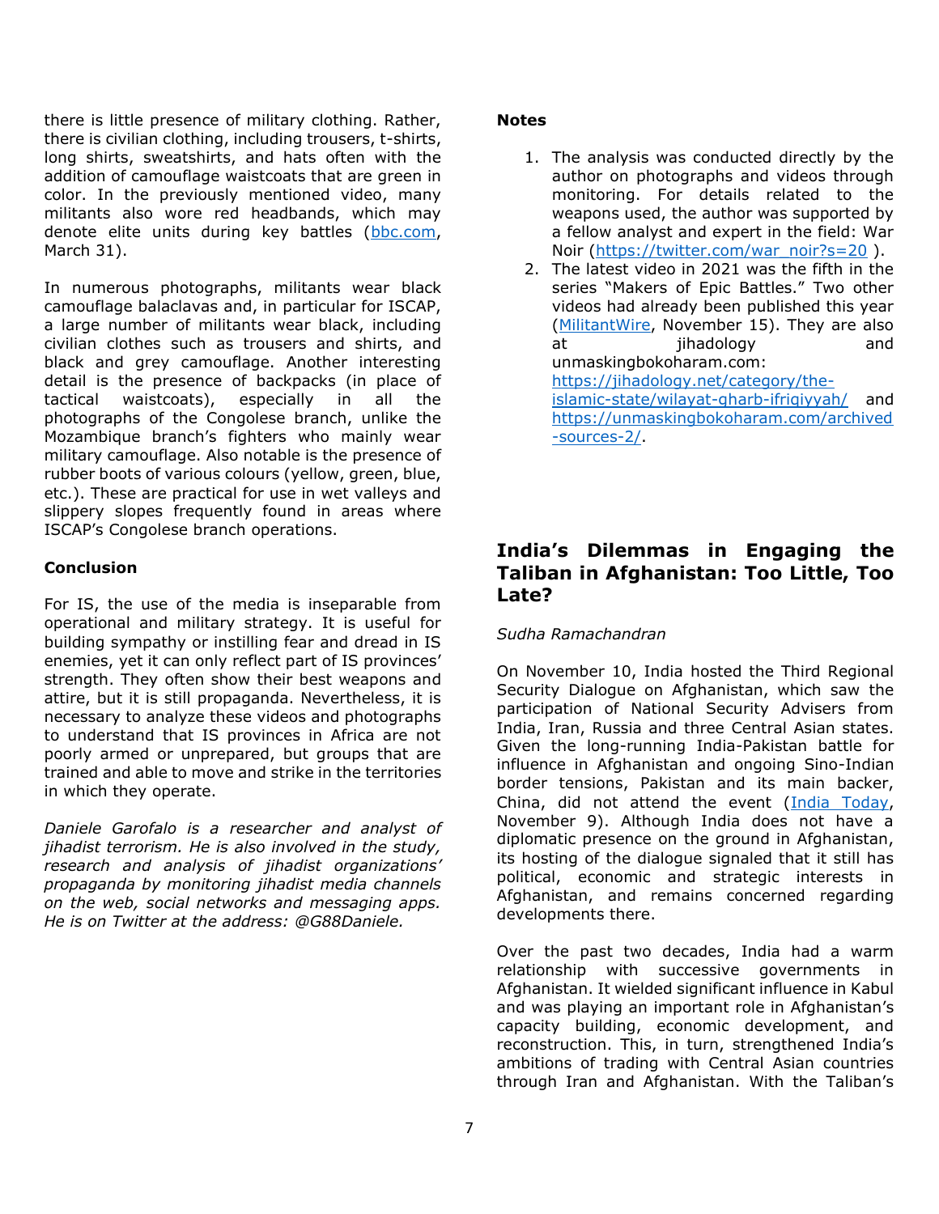there is little presence of military clothing. Rather, there is civilian clothing, including trousers, t-shirts, long shirts, sweatshirts, and hats often with the addition of camouflage waistcoats that are green in color. In the previously mentioned video, many militants also wore red headbands, which may denote elite units during key battles ([bbc.com](bbc.com), March 31).

In numerous photographs, militants wear black camouflage balaclavas and, in particular for ISCAP, a large number of militants wear black, including civilian clothes such as trousers and shirts, and black and grey camouflage. Another interesting detail is the presence of backpacks (in place of tactical waistcoats), especially in all the photographs of the Congolese branch, unlike the Mozambique branch's fighters who mainly wear military camouflage. Also notable is the presence of rubber boots of various colours (yellow, green, blue, etc.). These are practical for use in wet valleys and slippery slopes frequently found in areas where ISCAP's Congolese branch operations.

**Conclusion**

For IS, the use of the media is inseparable from operational and military strategy. It is useful for building sympathy or instilling fear and dread in IS enemies, yet it can only reflect part of IS provinces' strength. They often show their best weapons and attire, but it is still propaganda. Nevertheless, it is necessary to analyze these videos and photographs to understand that IS provinces in Africa are not poorly armed or unprepared, but groups that are trained and able to move and strike in the territories in which they operate.

*Daniele Garofalo is a researcher and analyst of jihadist terrorism. He is also involved in the study, research and analysis of jihadist organizations' propaganda by monitoring jihadist media channels on the web, social networks and messaging apps. He is on Twitter at the address: @G88Daniele.*

**Notes**

1. The analysis was conducted directly by the author on photographs and videos through monitoring. For details related to the weapons used, the author was supported by a fellow analyst and expert in the field: War Noir (https://twitter.com/war_noir?s=20 ).
2. The latest video in 2021 was the fifth in the series "Makers of Epic Battles." Two other videos had already been published this year (MilitantWire, November 15). They are also at jihadology and unmaskingbokoharam.com: https://jihadology.net/category/the-islamic-state/wilayat-gharb-ifriqiyyah/ and https://unmaskingbokoharam.com/archived-sources-2/.

## India's Dilemmas in Engaging the Taliban in Afghanistan: Too Little, Too Late?

*Sudha Ramachandran*

On November 10, India hosted the Third Regional Security Dialogue on Afghanistan, which saw the participation of National Security Advisers from India, Iran, Russia and three Central Asian states. Given the long-running India-Pakistan battle for influence in Afghanistan and ongoing Sino-Indian border tensions, Pakistan and its main backer, China, did not attend the event (India Today, November 9). Although India does not have a diplomatic presence on the ground in Afghanistan, its hosting of the dialogue signaled that it still has political, economic and strategic interests in Afghanistan, and remains concerned regarding developments there.

Over the past two decades, India had a warm relationship with successive governments in Afghanistan. It wielded significant influence in Kabul and was playing an important role in Afghanistan's capacity building, economic development, and reconstruction. This, in turn, strengthened India's ambitions of trading with Central Asian countries through Iran and Afghanistan. With the Taliban's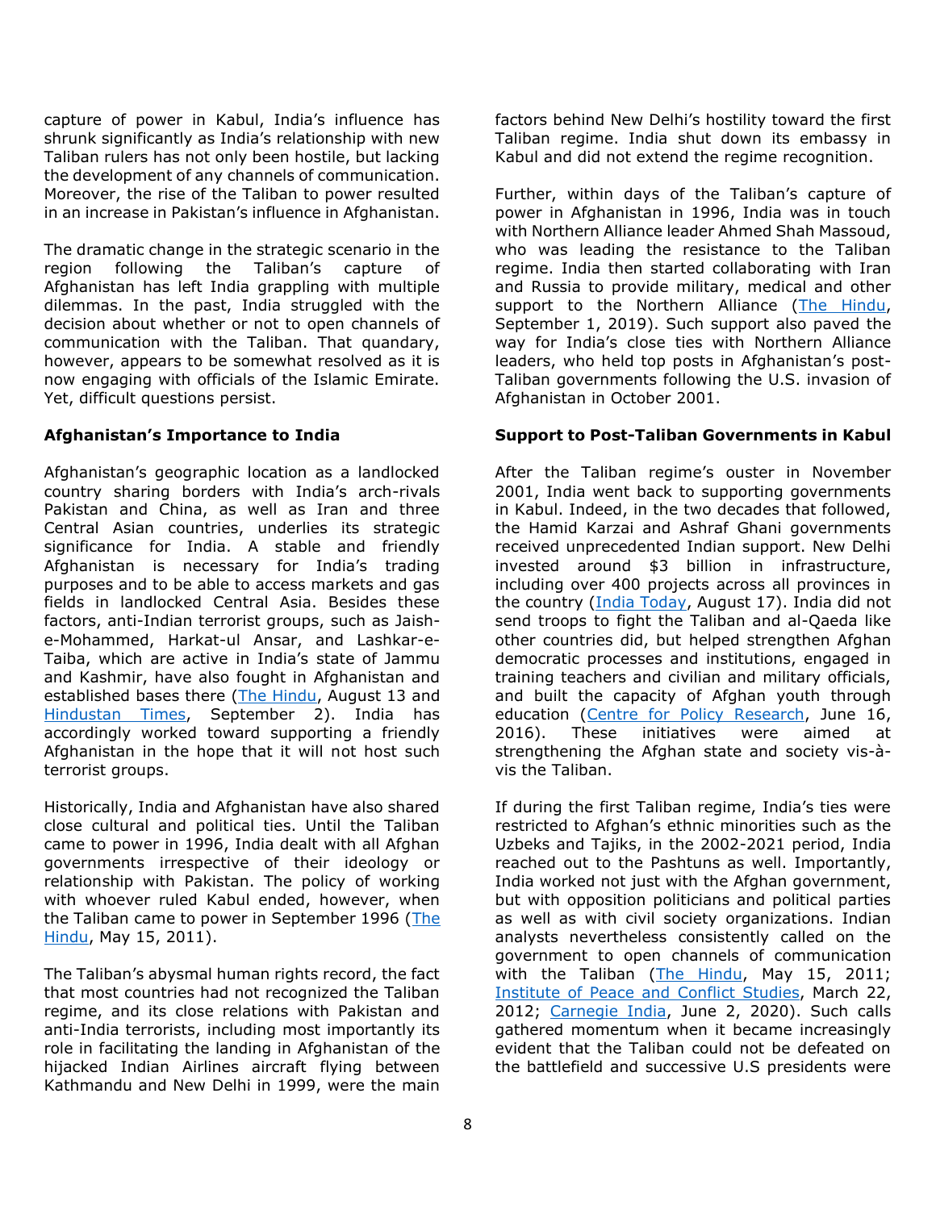capture of power in Kabul, India's influence has shrunk significantly as India's relationship with new Taliban rulers has not only been hostile, but lacking the development of any channels of communication. Moreover, the rise of the Taliban to power resulted in an increase in Pakistan's influence in Afghanistan.

The dramatic change in the strategic scenario in the region following the Taliban's capture of Afghanistan has left India grappling with multiple dilemmas. In the past, India struggled with the decision about whether or not to open channels of communication with the Taliban. That quandary, however, appears to be somewhat resolved as it is now engaging with officials of the Islamic Emirate. Yet, difficult questions persist.

**Afghanistan's Importance to India**

Afghanistan's geographic location as a landlocked country sharing borders with India's arch-rivals Pakistan and China, as well as Iran and three Central Asian countries, underlies its strategic significance for India. A stable and friendly Afghanistan is necessary for India's trading purposes and to be able to access markets and gas fields in landlocked Central Asia. Besides these factors, anti-Indian terrorist groups, such as Jaish-e-Mohammed, Harkat-ul Ansar, and Lashkar-e-Taiba, which are active in India's state of Jammu and Kashmir, have also fought in Afghanistan and established bases there (The Hindu, August 13 and Hindustan Times, September 2). India has accordingly worked toward supporting a friendly Afghanistan in the hope that it will not host such terrorist groups.

Historically, India and Afghanistan have also shared close cultural and political ties. Until the Taliban came to power in 1996, India dealt with all Afghan governments irrespective of their ideology or relationship with Pakistan. The policy of working with whoever ruled Kabul ended, however, when the Taliban came to power in September 1996 (The Hindu, May 15, 2011).

The Taliban's abysmal human rights record, the fact that most countries had not recognized the Taliban regime, and its close relations with Pakistan and anti-India terrorists, including most importantly its role in facilitating the landing in Afghanistan of the hijacked Indian Airlines aircraft flying between Kathmandu and New Delhi in 1999, were the main factors behind New Delhi's hostility toward the first Taliban regime. India shut down its embassy in Kabul and did not extend the regime recognition.

Further, within days of the Taliban's capture of power in Afghanistan in 1996, India was in touch with Northern Alliance leader Ahmed Shah Massoud, who was leading the resistance to the Taliban regime. India then started collaborating with Iran and Russia to provide military, medical and other support to the Northern Alliance (The Hindu, September 1, 2019). Such support also paved the way for India's close ties with Northern Alliance leaders, who held top posts in Afghanistan's post-Taliban governments following the U.S. invasion of Afghanistan in October 2001.

**Support to Post-Taliban Governments in Kabul**

After the Taliban regime's ouster in November 2001, India went back to supporting governments in Kabul. Indeed, in the two decades that followed, the Hamid Karzai and Ashraf Ghani governments received unprecedented Indian support. New Delhi invested around $3 billion in infrastructure, including over 400 projects across all provinces in the country (India Today, August 17). India did not send troops to fight the Taliban and al-Qaeda like other countries did, but helped strengthen Afghan democratic processes and institutions, engaged in training teachers and civilian and military officials, and built the capacity of Afghan youth through education (Centre for Policy Research, June 16, 2016). These initiatives were aimed at strengthening the Afghan state and society vis-à-vis the Taliban.

If during the first Taliban regime, India's ties were restricted to Afghan's ethnic minorities such as the Uzbeks and Tajiks, in the 2002-2021 period, India reached out to the Pashtuns as well. Importantly, India worked not just with the Afghan government, but with opposition politicians and political parties as well as with civil society organizations. Indian analysts nevertheless consistently called on the government to open channels of communication with the Taliban (The Hindu, May 15, 2011; Institute of Peace and Conflict Studies, March 22, 2012; Carnegie India, June 2, 2020). Such calls gathered momentum when it became increasingly evident that the Taliban could not be defeated on the battlefield and successive U.S presidents were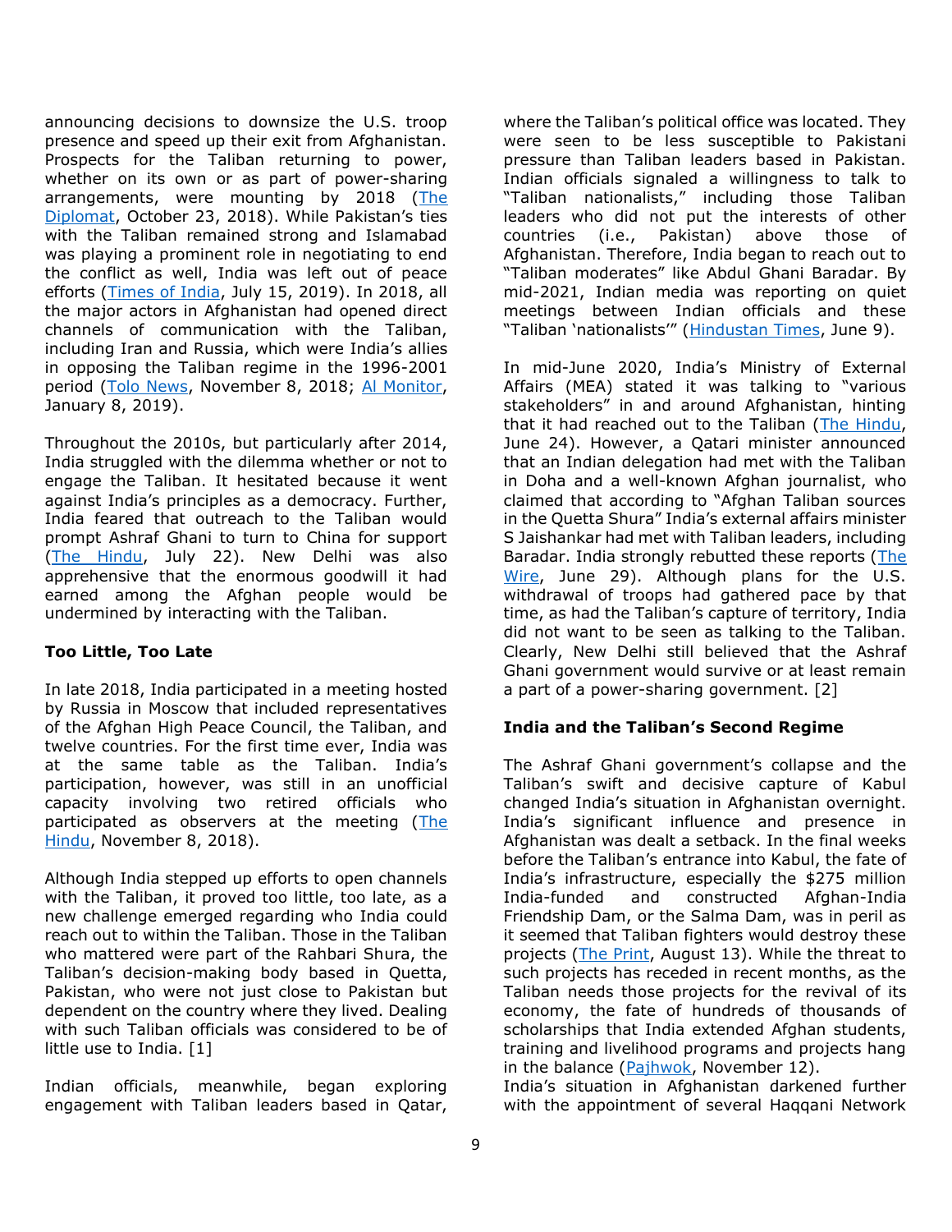announcing decisions to downsize the U.S. troop presence and speed up their exit from Afghanistan. Prospects for the Taliban returning to power, whether on its own or as part of power-sharing arrangements, were mounting by 2018 (The Diplomat, October 23, 2018). While Pakistan's ties with the Taliban remained strong and Islamabad was playing a prominent role in negotiating to end the conflict as well, India was left out of peace efforts (Times of India, July 15, 2019). In 2018, all the major actors in Afghanistan had opened direct channels of communication with the Taliban, including Iran and Russia, which were India's allies in opposing the Taliban regime in the 1996-2001 period (Tolo News, November 8, 2018; Al Monitor, January 8, 2019).

Throughout the 2010s, but particularly after 2014, India struggled with the dilemma whether or not to engage the Taliban. It hesitated because it went against India's principles as a democracy. Further, India feared that outreach to the Taliban would prompt Ashraf Ghani to turn to China for support (The Hindu, July 22). New Delhi was also apprehensive that the enormous goodwill it had earned among the Afghan people would be undermined by interacting with the Taliban.

**Too Little, Too Late**

In late 2018, India participated in a meeting hosted by Russia in Moscow that included representatives of the Afghan High Peace Council, the Taliban, and twelve countries. For the first time ever, India was at the same table as the Taliban. India's participation, however, was still in an unofficial capacity involving two retired officials who participated as observers at the meeting (The Hindu, November 8, 2018).

Although India stepped up efforts to open channels with the Taliban, it proved too little, too late, as a new challenge emerged regarding who India could reach out to within the Taliban. Those in the Taliban who mattered were part of the Rahbari Shura, the Taliban's decision-making body based in Quetta, Pakistan, who were not just close to Pakistan but dependent on the country where they lived. Dealing with such Taliban officials was considered to be of little use to India. [1]

Indian officials, meanwhile, began exploring engagement with Taliban leaders based in Qatar, where the Taliban's political office was located. They were seen to be less susceptible to Pakistani pressure than Taliban leaders based in Pakistan. Indian officials signaled a willingness to talk to "Taliban nationalists," including those Taliban leaders who did not put the interests of other countries (i.e., Pakistan) above those of Afghanistan. Therefore, India began to reach out to "Taliban moderates" like Abdul Ghani Baradar. By mid-2021, Indian media was reporting on quiet meetings between Indian officials and these "Taliban 'nationalists'" (Hindustan Times, June 9).

In mid-June 2020, India's Ministry of External Affairs (MEA) stated it was talking to "various stakeholders" in and around Afghanistan, hinting that it had reached out to the Taliban (The Hindu, June 24). However, a Qatari minister announced that an Indian delegation had met with the Taliban in Doha and a well-known Afghan journalist, who claimed that according to "Afghan Taliban sources in the Quetta Shura" India's external affairs minister S Jaishankar had met with Taliban leaders, including Baradar. India strongly rebutted these reports (The Wire, June 29). Although plans for the U.S. withdrawal of troops had gathered pace by that time, as had the Taliban's capture of territory, India did not want to be seen as talking to the Taliban. Clearly, New Delhi still believed that the Ashraf Ghani government would survive or at least remain a part of a power-sharing government. [2]

**India and the Taliban's Second Regime**

The Ashraf Ghani government's collapse and the Taliban's swift and decisive capture of Kabul changed India's situation in Afghanistan overnight. India's significant influence and presence in Afghanistan was dealt a setback. In the final weeks before the Taliban's entrance into Kabul, the fate of India's infrastructure, especially the $275 million India-funded and constructed Afghan-India Friendship Dam, or the Salma Dam, was in peril as it seemed that Taliban fighters would destroy these projects (The Print, August 13). While the threat to such projects has receded in recent months, as the Taliban needs those projects for the revival of its economy, the fate of hundreds of thousands of scholarships that India extended Afghan students, training and livelihood programs and projects hang in the balance (Pajhwok, November 12).

India's situation in Afghanistan darkened further with the appointment of several Haqqani Network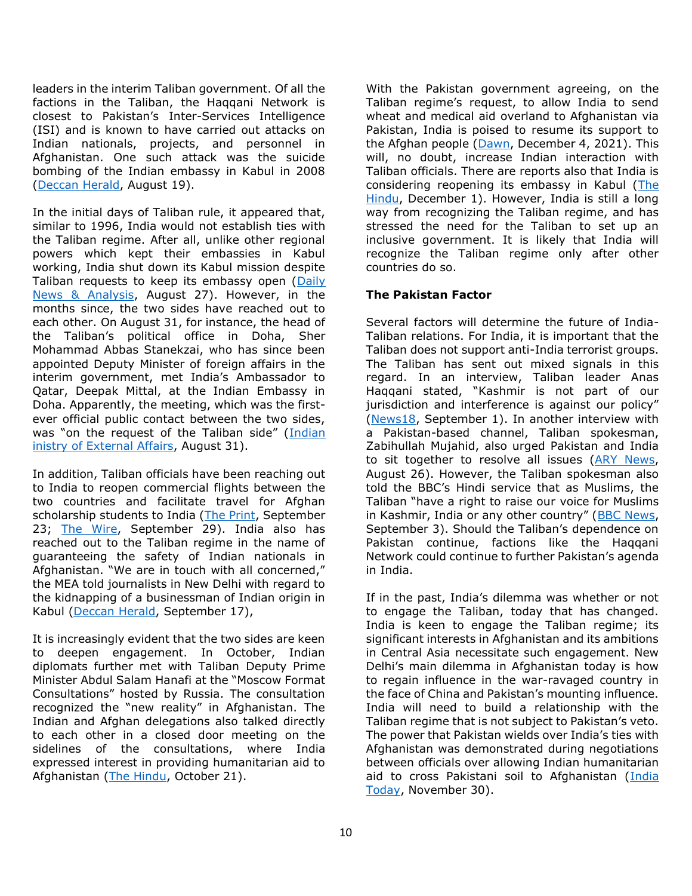leaders in the interim Taliban government. Of all the factions in the Taliban, the Haqqani Network is closest to Pakistan's Inter-Services Intelligence (ISI) and is known to have carried out attacks on Indian nationals, projects, and personnel in Afghanistan. One such attack was the suicide bombing of the Indian embassy in Kabul in 2008 (Deccan Herald, August 19).

In the initial days of Taliban rule, it appeared that, similar to 1996, India would not establish ties with the Taliban regime. After all, unlike other regional powers which kept their embassies in Kabul working, India shut down its Kabul mission despite Taliban requests to keep its embassy open (Daily News & Analysis, August 27). However, in the months since, the two sides have reached out to each other. On August 31, for instance, the head of the Taliban's political office in Doha, Sher Mohammad Abbas Stanekzai, who has since been appointed Deputy Minister of foreign affairs in the interim government, met India's Ambassador to Qatar, Deepak Mittal, at the Indian Embassy in Doha. Apparently, the meeting, which was the first-ever official public contact between the two sides, was "on the request of the Taliban side" (Indian inistry of External Affairs, August 31).

In addition, Taliban officials have been reaching out to India to reopen commercial flights between the two countries and facilitate travel for Afghan scholarship students to India (The Print, September 23; The Wire, September 29). India also has reached out to the Taliban regime in the name of guaranteeing the safety of Indian nationals in Afghanistan. "We are in touch with all concerned," the MEA told journalists in New Delhi with regard to the kidnapping of a businessman of Indian origin in Kabul (Deccan Herald, September 17),

It is increasingly evident that the two sides are keen to deepen engagement. In October, Indian diplomats further met with Taliban Deputy Prime Minister Abdul Salam Hanafi at the "Moscow Format Consultations" hosted by Russia. The consultation recognized the "new reality" in Afghanistan. The Indian and Afghan delegations also talked directly to each other in a closed door meeting on the sidelines of the consultations, where India expressed interest in providing humanitarian aid to Afghanistan (The Hindu, October 21).

With the Pakistan government agreeing, on the Taliban regime's request, to allow India to send wheat and medical aid overland to Afghanistan via Pakistan, India is poised to resume its support to the Afghan people (Dawn, December 4, 2021). This will, no doubt, increase Indian interaction with Taliban officials. There are reports also that India is considering reopening its embassy in Kabul (The Hindu, December 1). However, India is still a long way from recognizing the Taliban regime, and has stressed the need for the Taliban to set up an inclusive government. It is likely that India will recognize the Taliban regime only after other countries do so.

**The Pakistan Factor**

Several factors will determine the future of India-Taliban relations. For India, it is important that the Taliban does not support anti-India terrorist groups. The Taliban has sent out mixed signals in this regard. In an interview, Taliban leader Anas Haqqani stated, "Kashmir is not part of our jurisdiction and interference is against our policy" (News18, September 1). In another interview with a Pakistan-based channel, Taliban spokesman, Zabihullah Mujahid, also urged Pakistan and India to sit together to resolve all issues (ARY News, August 26). However, the Taliban spokesman also told the BBC's Hindi service that as Muslims, the Taliban "have a right to raise our voice for Muslims in Kashmir, India or any other country" (BBC News, September 3). Should the Taliban's dependence on Pakistan continue, factions like the Haqqani Network could continue to further Pakistan's agenda in India.

If in the past, India's dilemma was whether or not to engage the Taliban, today that has changed. India is keen to engage the Taliban regime; its significant interests in Afghanistan and its ambitions in Central Asia necessitate such engagement. New Delhi's main dilemma in Afghanistan today is how to regain influence in the war-ravaged country in the face of China and Pakistan's mounting influence. India will need to build a relationship with the Taliban regime that is not subject to Pakistan's veto. The power that Pakistan wields over India's ties with Afghanistan was demonstrated during negotiations between officials over allowing Indian humanitarian aid to cross Pakistani soil to Afghanistan (India Today, November 30).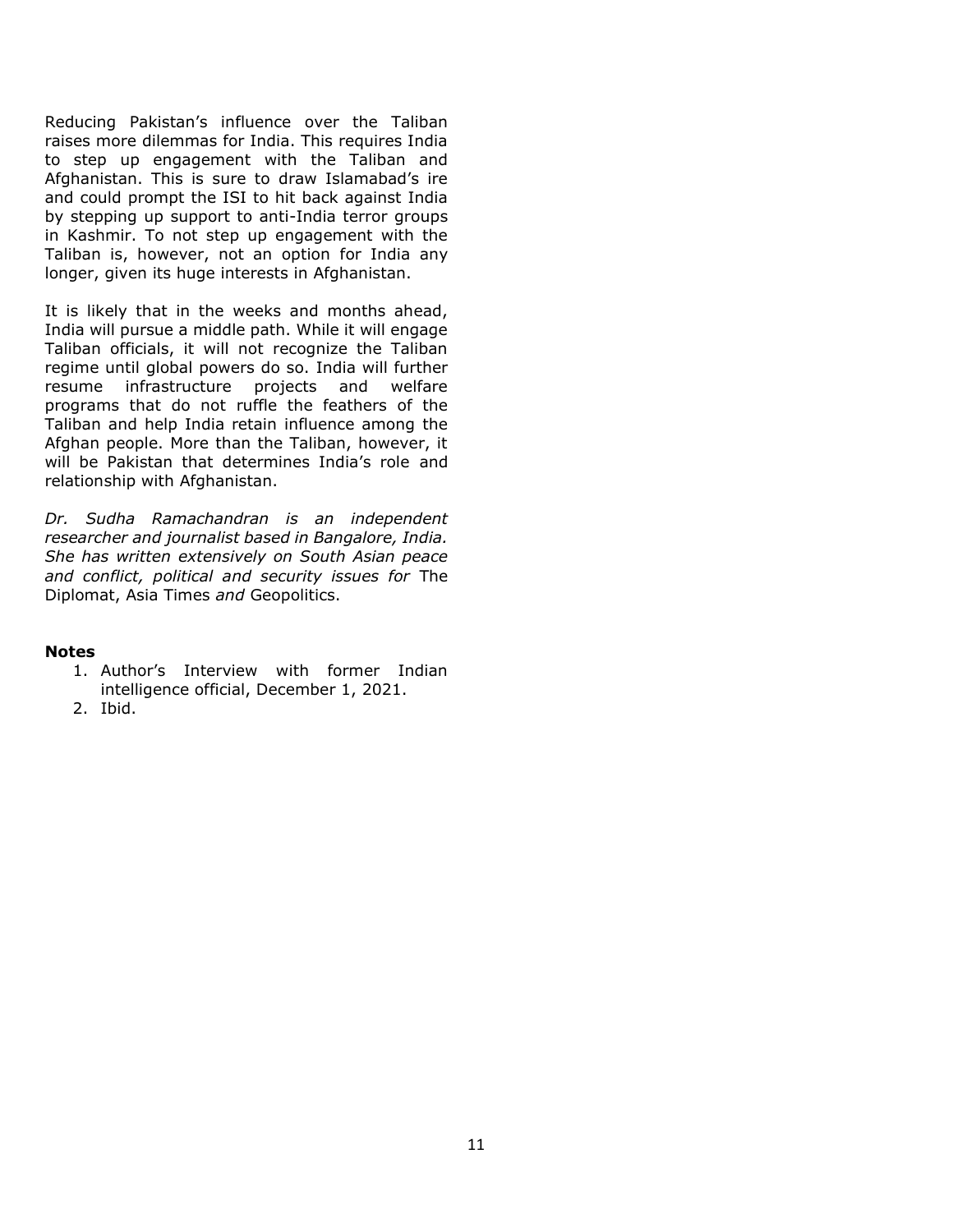Reducing Pakistan's influence over the Taliban raises more dilemmas for India. This requires India to step up engagement with the Taliban and Afghanistan. This is sure to draw Islamabad's ire and could prompt the ISI to hit back against India by stepping up support to anti-India terror groups in Kashmir. To not step up engagement with the Taliban is, however, not an option for India any longer, given its huge interests in Afghanistan.

It is likely that in the weeks and months ahead, India will pursue a middle path. While it will engage Taliban officials, it will not recognize the Taliban regime until global powers do so. India will further resume infrastructure projects and welfare programs that do not ruffle the feathers of the Taliban and help India retain influence among the Afghan people. More than the Taliban, however, it will be Pakistan that determines India's role and relationship with Afghanistan.

*Dr. Sudha Ramachandran is an independent researcher and journalist based in Bangalore, India. She has written extensively on South Asian peace and conflict, political and security issues for* The Diplomat, Asia Times *and* Geopolitics.

**Notes**

1. Author's Interview with former Indian intelligence official, December 1, 2021.
2. Ibid.